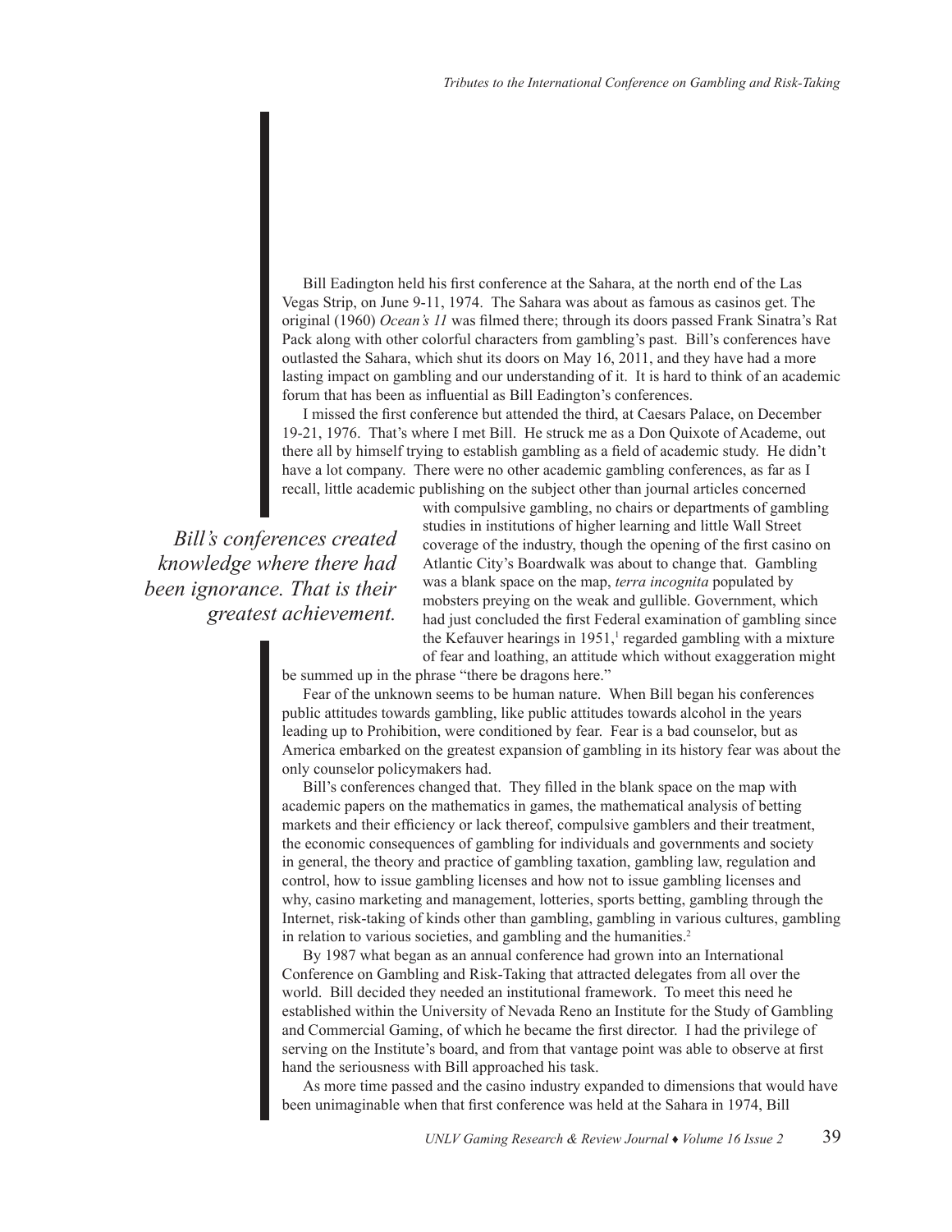Bill Eadington held his first conference at the Sahara, at the north end of the Las Vegas Strip, on June 9-11, 1974. The Sahara was about as famous as casinos get. The original (1960) *Ocean's 11* was filmed there; through its doors passed Frank Sinatra's Rat Pack along with other colorful characters from gambling's past. Bill's conferences have outlasted the Sahara, which shut its doors on May 16, 2011, and they have had a more lasting impact on gambling and our understanding of it. It is hard to think of an academic forum that has been as influential as Bill Eadington's conferences.

I missed the first conference but attended the third, at Caesars Palace, on December 19-21, 1976. That's where I met Bill. He struck me as a Don Quixote of Academe, out there all by himself trying to establish gambling as a field of academic study. He didn't have a lot company. There were no other academic gambling conferences, as far as I recall, little academic publishing on the subject other than journal articles concerned with compulsive gambling, no chairs or departments of gambling studies in institutions of higher learning and little Wall Street coverage of the industry, though the opening of the first casino on Atlantic City's Boardwalk was about to change that. Gambling was a blank space on the map, *terra incognita* populated by mobsters preying on the weak and gullible. Government, which had just concluded the first Federal examination of gambling since the Kefauver hearings in 1951,[1] regarded gambling with a mixture of fear and loathing, an attitude which without exaggeration might be summed up in the phrase "there be dragons here."

*Bill's conferences created knowledge where there had been ignorance. That is their greatest achievement.*

Fear of the unknown seems to be human nature. When Bill began his conferences public attitudes towards gambling, like public attitudes towards alcohol in the years leading up to Prohibition, were conditioned by fear. Fear is a bad counselor, but as America embarked on the greatest expansion of gambling in its history fear was about the only counselor policymakers had.

Bill's conferences changed that. They filled in the blank space on the map with academic papers on the mathematics in games, the mathematical analysis of betting markets and their efficiency or lack thereof, compulsive gamblers and their treatment, the economic consequences of gambling for individuals and governments and society in general, the theory and practice of gambling taxation, gambling law, regulation and control, how to issue gambling licenses and how not to issue gambling licenses and why, casino marketing and management, lotteries, sports betting, gambling through the Internet, risk-taking of kinds other than gambling, gambling in various cultures, gambling in relation to various societies, and gambling and the humanities.[2]

By 1987 what began as an annual conference had grown into an International Conference on Gambling and Risk-Taking that attracted delegates from all over the world. Bill decided they needed an institutional framework. To meet this need he established within the University of Nevada Reno an Institute for the Study of Gambling and Commercial Gaming, of which he became the first director. I had the privilege of serving on the Institute's board, and from that vantage point was able to observe at first hand the seriousness with Bill approached his task.

As more time passed and the casino industry expanded to dimensions that would have been unimaginable when that first conference was held at the Sahara in 1974, Bill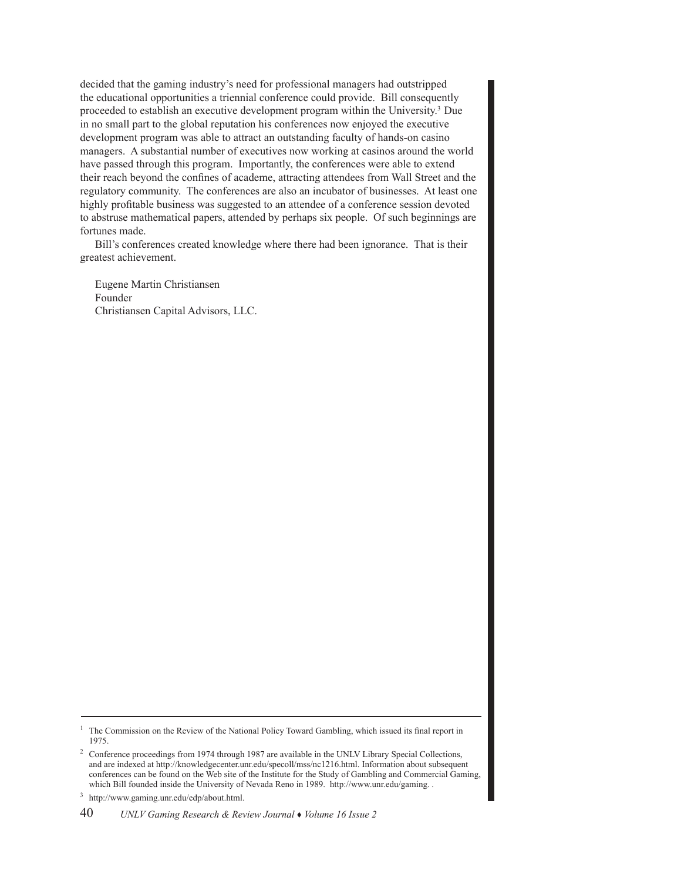decided that the gaming industry's need for professional managers had outstripped the educational opportunities a triennial conference could provide. Bill consequently proceeded to establish an executive development program within the University.[3] Due in no small part to the global reputation his conferences now enjoyed the executive development program was able to attract an outstanding faculty of hands-on casino managers. A substantial number of executives now working at casinos around the world have passed through this program. Importantly, the conferences were able to extend their reach beyond the confines of academe, attracting attendees from Wall Street and the regulatory community. The conferences are also an incubator of businesses. At least one highly profitable business was suggested to an attendee of a conference session devoted to abstruse mathematical papers, attended by perhaps six people. Of such beginnings are fortunes made.

Bill's conferences created knowledge where there had been ignorance. That is their greatest achievement.

Eugene Martin Christiansen
Founder
Christiansen Capital Advisors, LLC.

---

[1] The Commission on the Review of the National Policy Toward Gambling, which issued its final report in 1975.

[2] Conference proceedings from 1974 through 1987 are available in the UNLV Library Special Collections, and are indexed at http://knowledgecenter.unr.edu/specoll/mss/nc1216.html. Information about subsequent conferences can be found on the Web site of the Institute for the Study of Gambling and Commercial Gaming, which Bill founded inside the University of Nevada Reno in 1989. http://www.unr.edu/gaming. .

[3] http://www.gaming.unr.edu/edp/about.html.